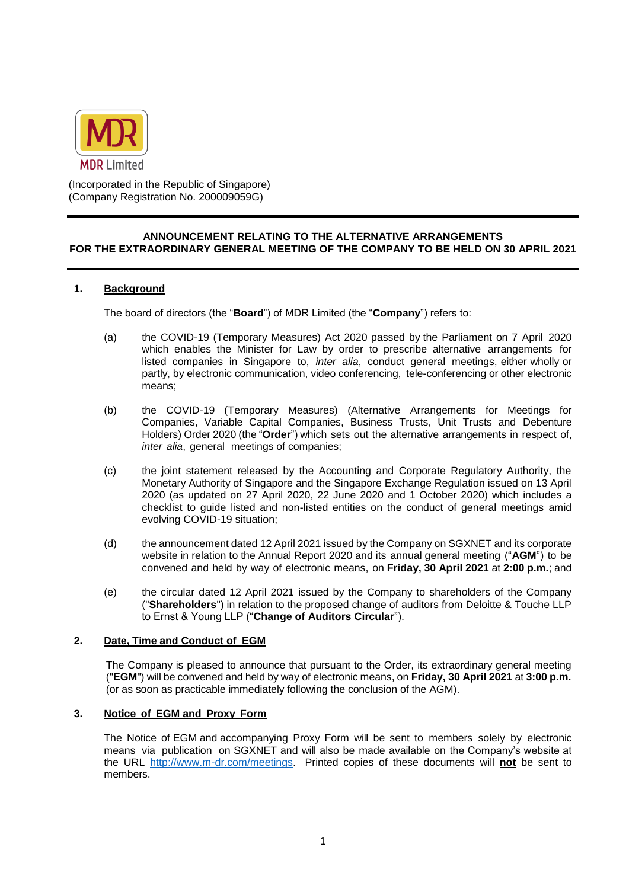MDR Limited

(Incorporated in the Republic of Singapore)
(Company Registration No. 200009059G)

---

**ANNOUNCEMENT RELATING TO THE ALTERNATIVE ARRANGEMENTS FOR THE EXTRAORDINARY GENERAL MEETING OF THE COMPANY TO BE HELD ON 30 APRIL 2021**

---

## 1. Background

The board of directors (the "**Board**") of MDR Limited (the "**Company**") refers to:

(a) the COVID-19 (Temporary Measures) Act 2020 passed by the Parliament on 7 April 2020 which enables the Minister for Law by order to prescribe alternative arrangements for listed companies in Singapore to, *inter alia*, conduct general meetings, either wholly or partly, by electronic communication, video conferencing, tele-conferencing or other electronic means;

(b) the COVID-19 (Temporary Measures) (Alternative Arrangements for Meetings for Companies, Variable Capital Companies, Business Trusts, Unit Trusts and Debenture Holders) Order 2020 (the "**Order**") which sets out the alternative arrangements in respect of, *inter alia*, general meetings of companies;

(c) the joint statement released by the Accounting and Corporate Regulatory Authority, the Monetary Authority of Singapore and the Singapore Exchange Regulation issued on 13 April 2020 (as updated on 27 April 2020, 22 June 2020 and 1 October 2020) which includes a checklist to guide listed and non-listed entities on the conduct of general meetings amid evolving COVID-19 situation;

(d) the announcement dated 12 April 2021 issued by the Company on SGXNET and its corporate website in relation to the Annual Report 2020 and its annual general meeting ("**AGM**") to be convened and held by way of electronic means, on **Friday, 30 April 2021** at **2:00 p.m.**; and

(e) the circular dated 12 April 2021 issued by the Company to shareholders of the Company ("**Shareholders**") in relation to the proposed change of auditors from Deloitte & Touche LLP to Ernst & Young LLP ("**Change of Auditors Circular**").

## 2. Date, Time and Conduct of EGM

The Company is pleased to announce that pursuant to the Order, its extraordinary general meeting ("**EGM**") will be convened and held by way of electronic means, on **Friday, 30 April 2021** at **3:00 p.m.** (or as soon as practicable immediately following the conclusion of the AGM).

## 3. Notice of EGM and Proxy Form

The Notice of EGM and accompanying Proxy Form will be sent to members solely by electronic means via publication on SGXNET and will also be made available on the Company's website at the URL http://www.m-dr.com/meetings. Printed copies of these documents will **not** be sent to members.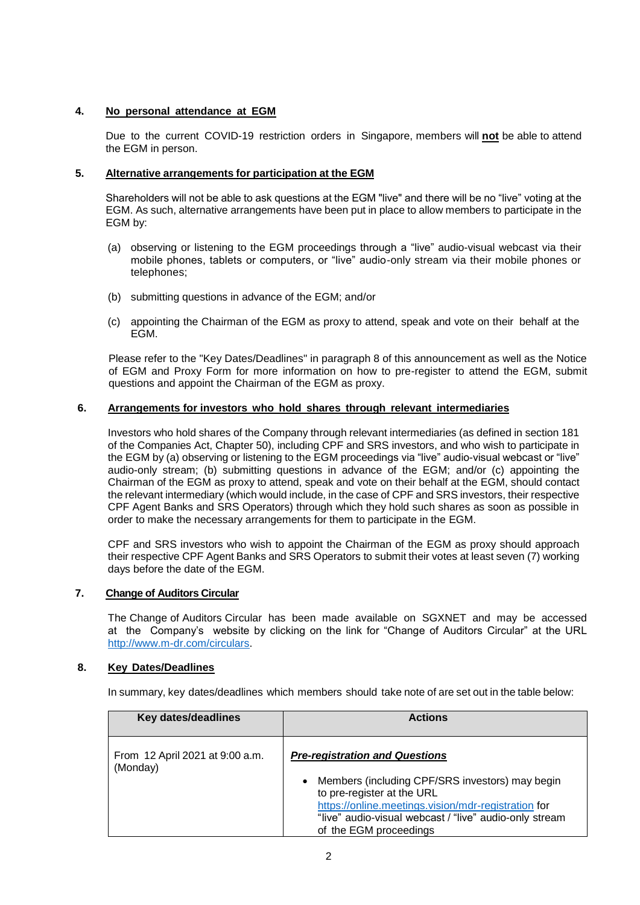**4. No personal attendance at EGM**

Due to the current COVID-19 restriction orders in Singapore, members will **not** be able to attend the EGM in person.

**5. Alternative arrangements for participation at the EGM**

Shareholders will not be able to ask questions at the EGM "live" and there will be no "live" voting at the EGM. As such, alternative arrangements have been put in place to allow members to participate in the EGM by:

(a) observing or listening to the EGM proceedings through a "live" audio-visual webcast via their mobile phones, tablets or computers, or "live" audio-only stream via their mobile phones or telephones;

(b) submitting questions in advance of the EGM; and/or

(c) appointing the Chairman of the EGM as proxy to attend, speak and vote on their behalf at the EGM.

Please refer to the "Key Dates/Deadlines" in paragraph 8 of this announcement as well as the Notice of EGM and Proxy Form for more information on how to pre-register to attend the EGM, submit questions and appoint the Chairman of the EGM as proxy.

**6. Arrangements for investors who hold shares through relevant intermediaries**

Investors who hold shares of the Company through relevant intermediaries (as defined in section 181 of the Companies Act, Chapter 50), including CPF and SRS investors, and who wish to participate in the EGM by (a) observing or listening to the EGM proceedings via "live" audio-visual webcast or "live" audio-only stream; (b) submitting questions in advance of the EGM; and/or (c) appointing the Chairman of the EGM as proxy to attend, speak and vote on their behalf at the EGM, should contact the relevant intermediary (which would include, in the case of CPF and SRS investors, their respective CPF Agent Banks and SRS Operators) through which they hold such shares as soon as possible in order to make the necessary arrangements for them to participate in the EGM.

CPF and SRS investors who wish to appoint the Chairman of the EGM as proxy should approach their respective CPF Agent Banks and SRS Operators to submit their votes at least seven (7) working days before the date of the EGM.

**7. Change of Auditors Circular**

The Change of Auditors Circular has been made available on SGXNET and may be accessed at the Company's website by clicking on the link for "Change of Auditors Circular" at the URL http://www.m-dr.com/circulars.

**8. Key Dates/Deadlines**

In summary, key dates/deadlines which members should take note of are set out in the table below:

| Key dates/deadlines | Actions |
|---|---|
| From 12 April 2021 at 9:00 a.m. (Monday) | ***Pre-registration and Questions*** <br> • Members (including CPF/SRS investors) may begin to pre-register at the URL https://online.meetings.vision/mdr-registration for "live" audio-visual webcast / "live" audio-only stream of the EGM proceedings |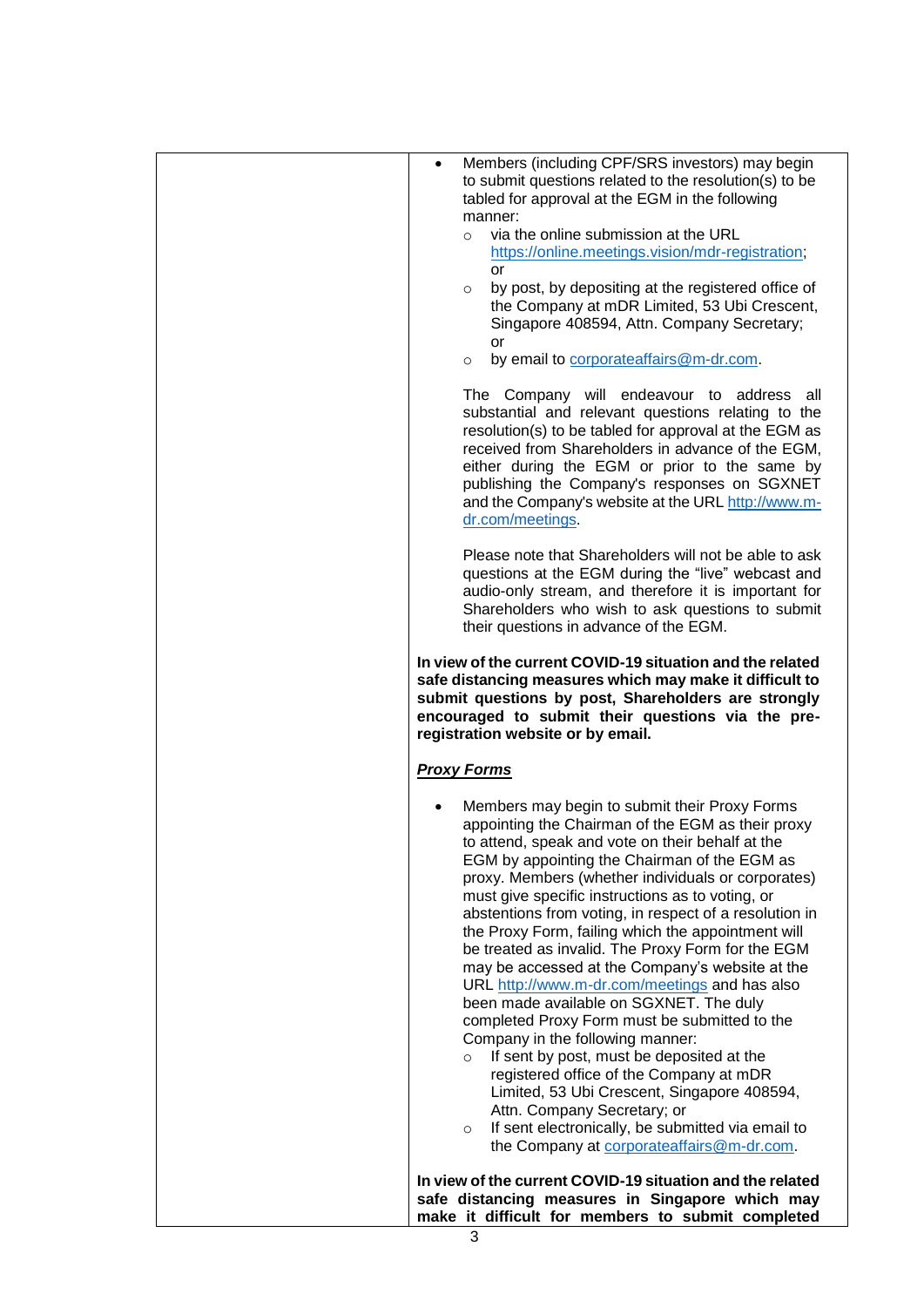- Members (including CPF/SRS investors) may begin to submit questions related to the resolution(s) to be tabled for approval at the EGM in the following manner:
  - via the online submission at the URL https://online.meetings.vision/mdr-registration; or
  - by post, by depositing at the registered office of the Company at mDR Limited, 53 Ubi Crescent, Singapore 408594, Attn. Company Secretary; or
  - by email to corporateaffairs@m-dr.com.

  The Company will endeavour to address all substantial and relevant questions relating to the resolution(s) to be tabled for approval at the EGM as received from Shareholders in advance of the EGM, either during the EGM or prior to the same by publishing the Company's responses on SGXNET and the Company's website at the URL http://www.m-dr.com/meetings.

  Please note that Shareholders will not be able to ask questions at the EGM during the "live" webcast and audio-only stream, and therefore it is important for Shareholders who wish to ask questions to submit their questions in advance of the EGM.

**In view of the current COVID-19 situation and the related safe distancing measures which may make it difficult to submit questions by post, Shareholders are strongly encouraged to submit their questions via the pre-registration website or by email.**

***Proxy Forms***

- Members may begin to submit their Proxy Forms appointing the Chairman of the EGM as their proxy to attend, speak and vote on their behalf at the EGM by appointing the Chairman of the EGM as proxy. Members (whether individuals or corporates) must give specific instructions as to voting, or abstentions from voting, in respect of a resolution in the Proxy Form, failing which the appointment will be treated as invalid. The Proxy Form for the EGM may be accessed at the Company's website at the URL http://www.m-dr.com/meetings and has also been made available on SGXNET. The duly completed Proxy Form must be submitted to the Company in the following manner:
  - If sent by post, must be deposited at the registered office of the Company at mDR Limited, 53 Ubi Crescent, Singapore 408594, Attn. Company Secretary; or
  - If sent electronically, be submitted via email to the Company at corporateaffairs@m-dr.com.

**In view of the current COVID-19 situation and the related safe distancing measures in Singapore which may make it difficult for members to submit completed**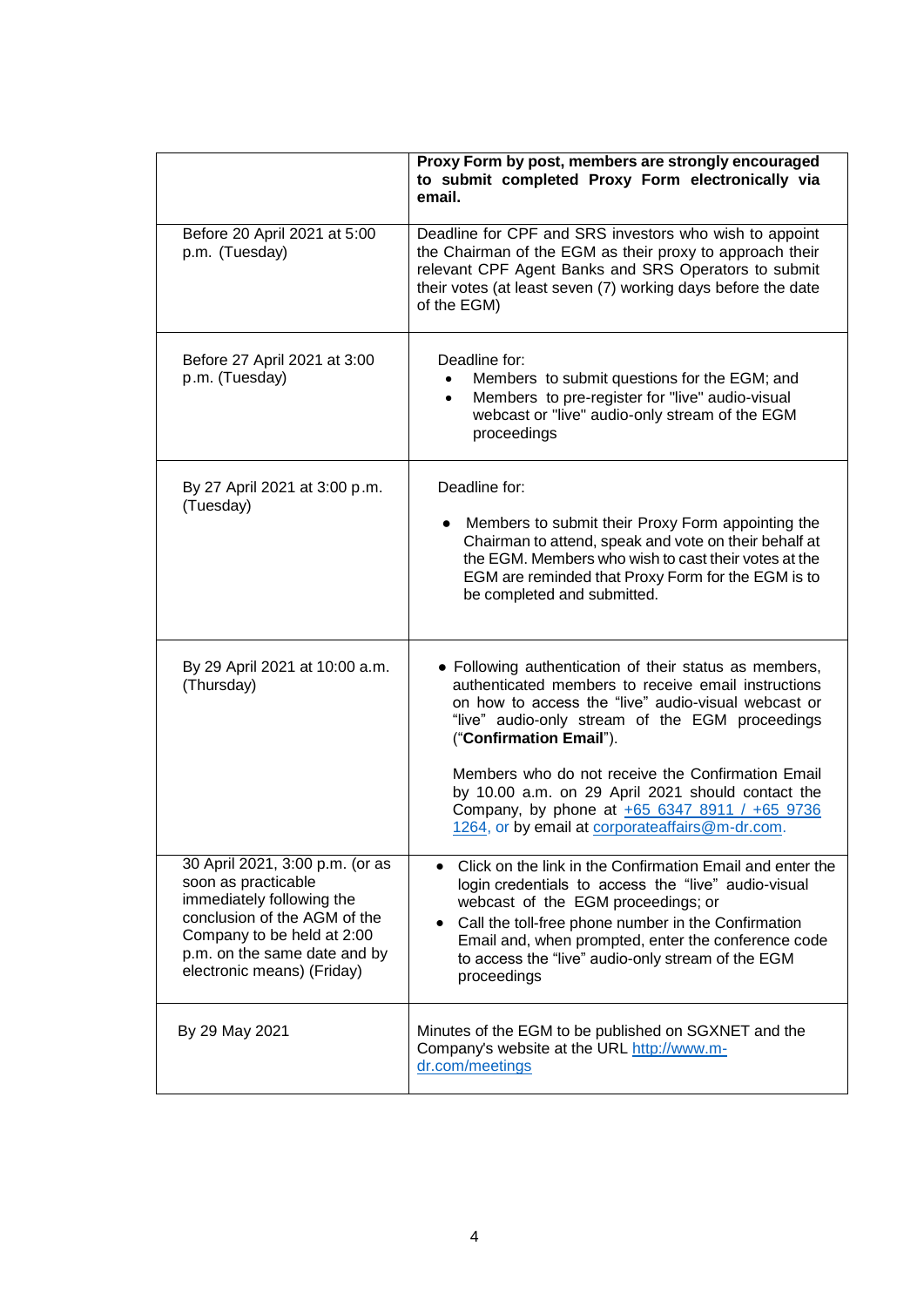| | **Proxy Form by post, members are strongly encouraged to submit completed Proxy Form electronically via email.** |
|---|---|
| Before 20 April 2021 at 5:00 p.m. (Tuesday) | Deadline for CPF and SRS investors who wish to appoint the Chairman of the EGM as their proxy to approach their relevant CPF Agent Banks and SRS Operators to submit their votes (at least seven (7) working days before the date of the EGM) |
| Before 27 April 2021 at 3:00 p.m. (Tuesday) | Deadline for:<br>• Members to submit questions for the EGM; and<br>• Members to pre-register for "live" audio-visual webcast or "live" audio-only stream of the EGM proceedings |
| By 27 April 2021 at 3:00 p.m. (Tuesday) | Deadline for:<br>• Members to submit their Proxy Form appointing the Chairman to attend, speak and vote on their behalf at the EGM. Members who wish to cast their votes at the EGM are reminded that Proxy Form for the EGM is to be completed and submitted. |
| By 29 April 2021 at 10:00 a.m. (Thursday) | • Following authentication of their status as members, authenticated members to receive email instructions on how to access the "live" audio-visual webcast or "live" audio-only stream of the EGM proceedings ("**Confirmation Email**").<br><br>Members who do not receive the Confirmation Email by 10.00 a.m. on 29 April 2021 should contact the Company, by phone at +65 6347 8911 / +65 9736 1264, or by email at corporateaffairs@m-dr.com. |
| 30 April 2021, 3:00 p.m. (or as soon as practicable immediately following the conclusion of the AGM of the Company to be held at 2:00 p.m. on the same date and by electronic means) (Friday) | • Click on the link in the Confirmation Email and enter the login credentials to access the "live" audio-visual webcast of the EGM proceedings; or<br>• Call the toll-free phone number in the Confirmation Email and, when prompted, enter the conference code to access the "live" audio-only stream of the EGM proceedings |
| By 29 May 2021 | Minutes of the EGM to be published on SGXNET and the Company's website at the URL http://www.m-dr.com/meetings |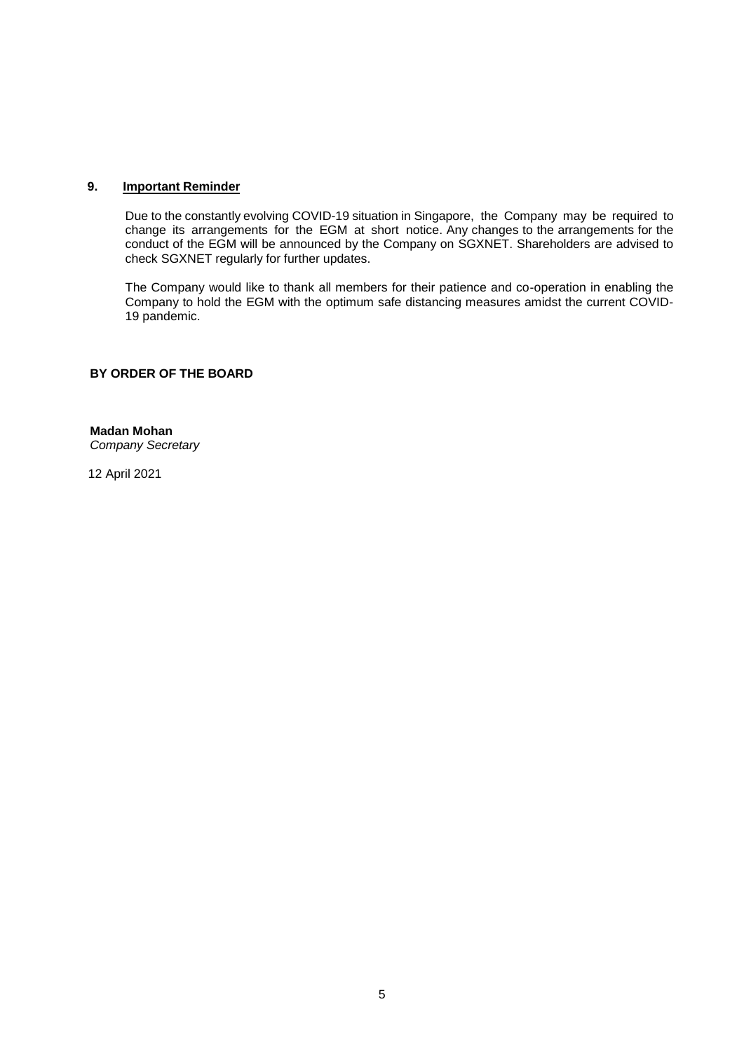## 9. Important Reminder

Due to the constantly evolving COVID-19 situation in Singapore, the Company may be required to change its arrangements for the EGM at short notice. Any changes to the arrangements for the conduct of the EGM will be announced by the Company on SGXNET. Shareholders are advised to check SGXNET regularly for further updates.

The Company would like to thank all members for their patience and co-operation in enabling the Company to hold the EGM with the optimum safe distancing measures amidst the current COVID-19 pandemic.

**BY ORDER OF THE BOARD**

**Madan Mohan**
*Company Secretary*

12 April 2021